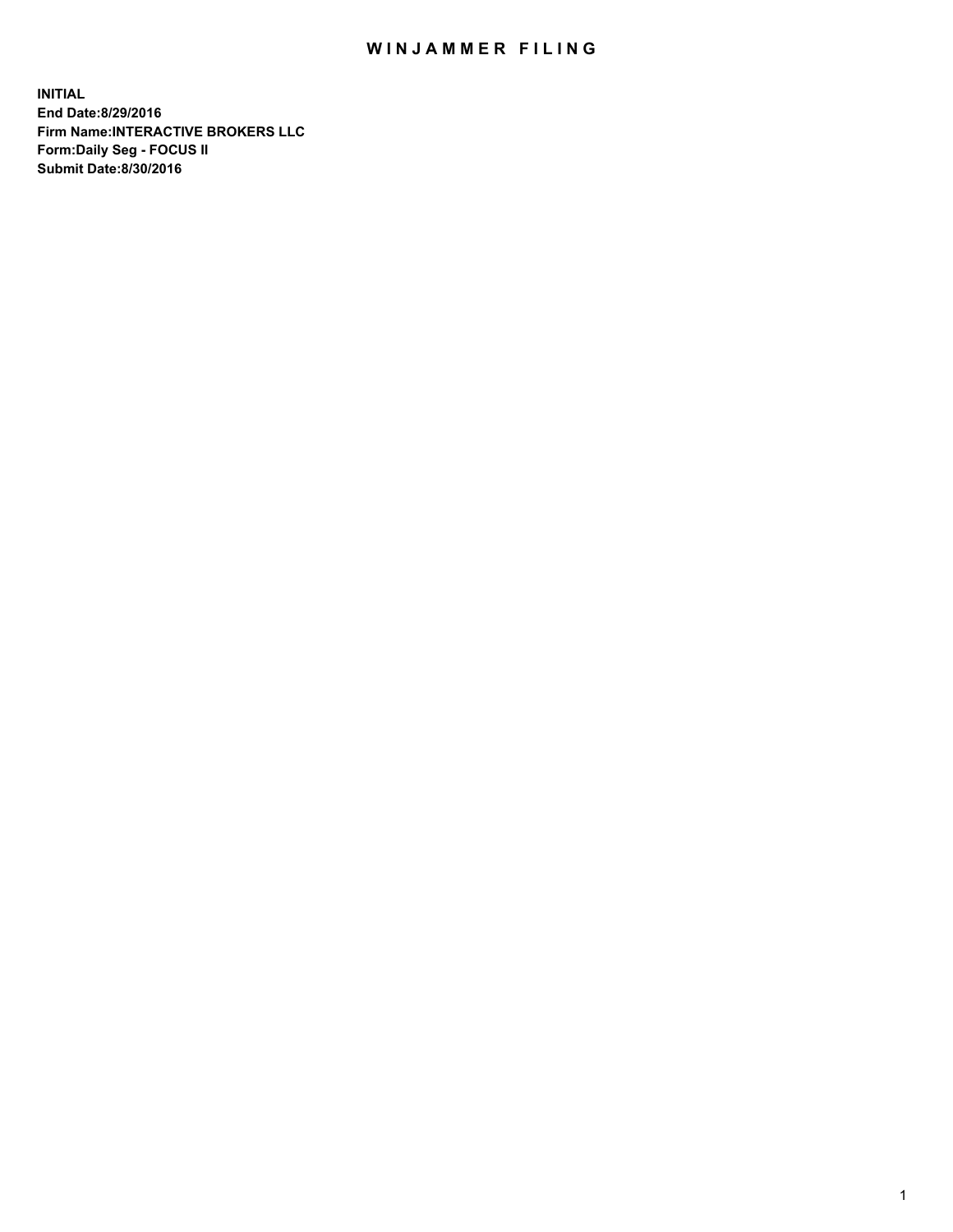# WINJAMMER FILING

**INITIAL**
**End Date:8/29/2016**
**Firm Name:INTERACTIVE BROKERS LLC**
**Form:Daily Seg - FOCUS II**
**Submit Date:8/30/2016**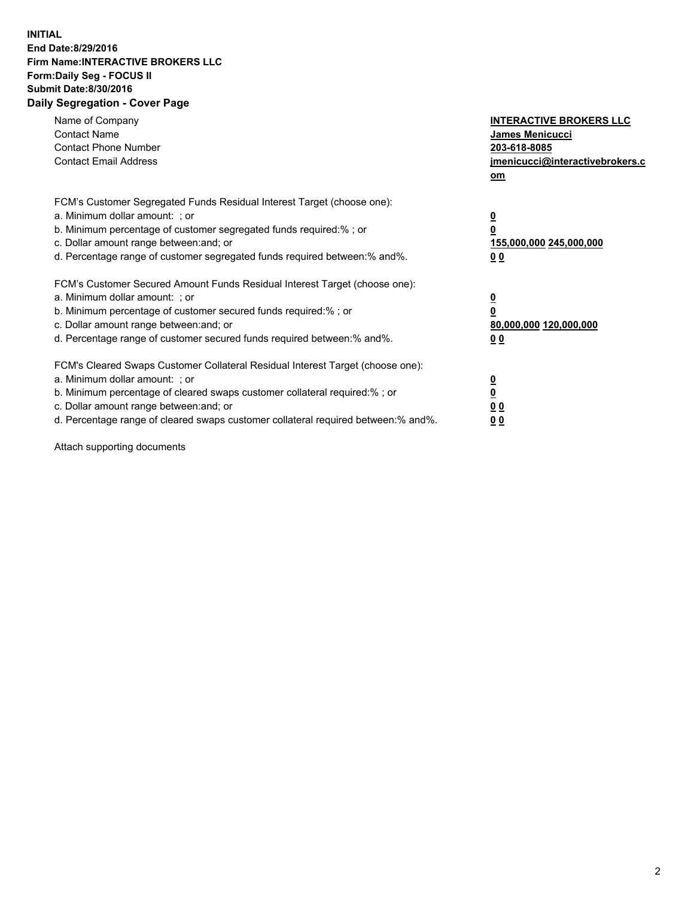**INITIAL**
**End Date:8/29/2016**
**Firm Name:INTERACTIVE BROKERS LLC**
**Form:Daily Seg - FOCUS II**
**Submit Date:8/30/2016**

## Daily Segregation - Cover Page

| | |
|---|---|
| Name of Company | **INTERACTIVE BROKERS LLC** |
| Contact Name | **James Menicucci** |
| Contact Phone Number | **203-618-8085** |
| Contact Email Address | **jmenicucci@interactivebrokers.com** |

FCM's Customer Segregated Funds Residual Interest Target (choose one):

| | |
|---|---|
| a. Minimum dollar amount: ; or | **0** |
| b. Minimum percentage of customer segregated funds required:% ; or | **0** |
| c. Dollar amount range between:and; or | **155,000,000 245,000,000** |
| d. Percentage range of customer segregated funds required between:% and%. | **0 0** |

FCM's Customer Secured Amount Funds Residual Interest Target (choose one):

| | |
|---|---|
| a. Minimum dollar amount: ; or | **0** |
| b. Minimum percentage of customer secured funds required:% ; or | **0** |
| c. Dollar amount range between:and; or | **80,000,000 120,000,000** |
| d. Percentage range of customer secured funds required between:% and%. | **0 0** |

FCM's Cleared Swaps Customer Collateral Residual Interest Target (choose one):

| | |
|---|---|
| a. Minimum dollar amount: ; or | **0** |
| b. Minimum percentage of cleared swaps customer collateral required:% ; or | **0** |
| c. Dollar amount range between:and; or | **0 0** |
| d. Percentage range of cleared swaps customer collateral required between:% and%. | **0 0** |

Attach supporting documents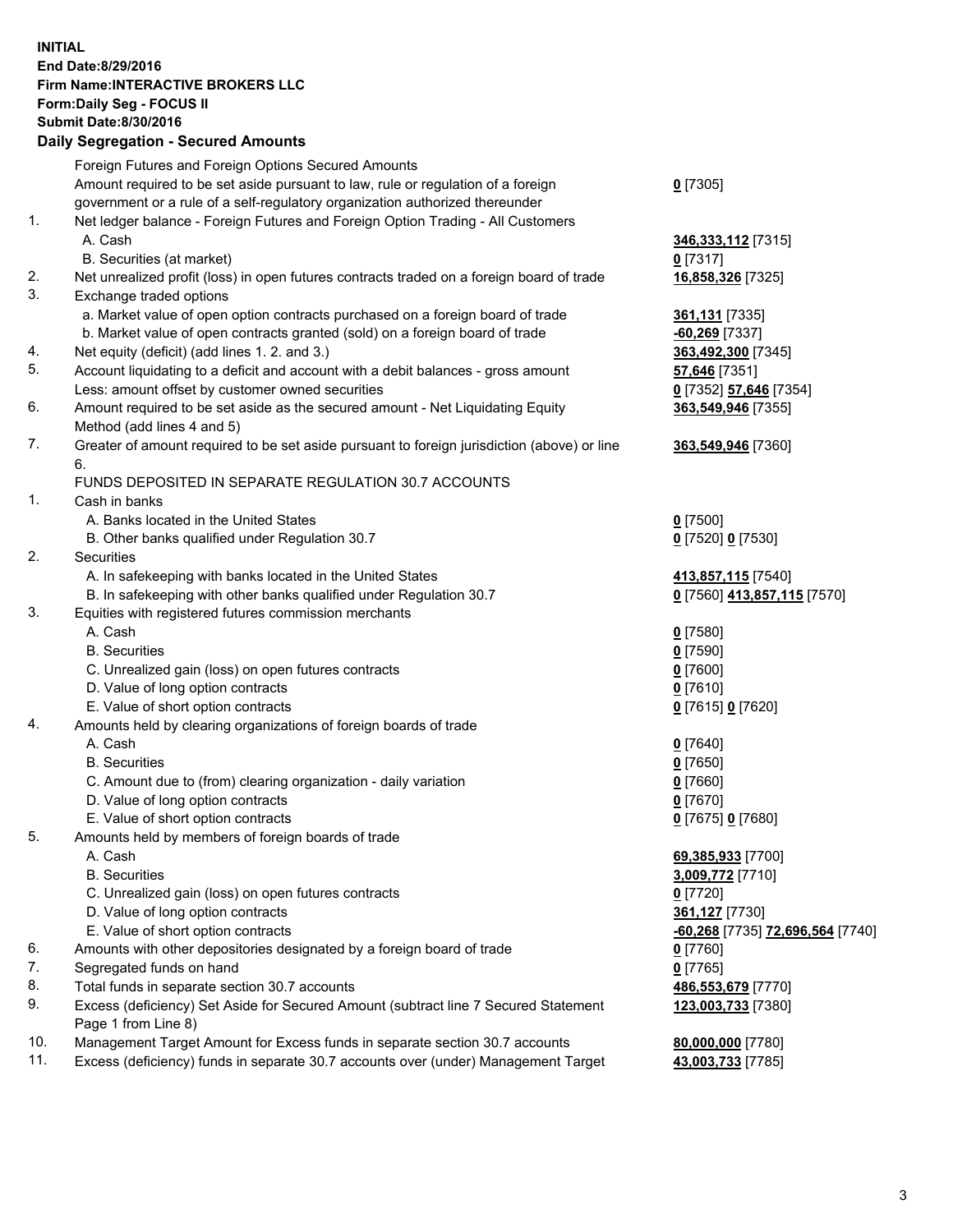**INITIAL**
**End Date:8/29/2016**
**Firm Name:INTERACTIVE BROKERS LLC**
**Form:Daily Seg - FOCUS II**
**Submit Date:8/30/2016**

**Daily Segregation - Secured Amounts**

| | | |
|---|---|---|
| | Foreign Futures and Foreign Options Secured Amounts | |
| | Amount required to be set aside pursuant to law, rule or regulation of a foreign government or a rule of a self-regulatory organization authorized thereunder | **0** [7305] |
| 1. | Net ledger balance - Foreign Futures and Foreign Option Trading - All Customers | |
| | A. Cash | **346,333,112** [7315] |
| | B. Securities (at market) | **0** [7317] |
| 2. | Net unrealized profit (loss) in open futures contracts traded on a foreign board of trade | **16,858,326** [7325] |
| 3. | Exchange traded options | |
| | a. Market value of open option contracts purchased on a foreign board of trade | **361,131** [7335] |
| | b. Market value of open contracts granted (sold) on a foreign board of trade | **-60,269** [7337] |
| 4. | Net equity (deficit) (add lines 1. 2. and 3.) | **363,492,300** [7345] |
| 5. | Account liquidating to a deficit and account with a debit balances - gross amount | **57,646** [7351] |
| | Less: amount offset by customer owned securities | **0** [7352] **57,646** [7354] |
| 6. | Amount required to be set aside as the secured amount - Net Liquidating Equity Method (add lines 4 and 5) | **363,549,946** [7355] |
| 7. | Greater of amount required to be set aside pursuant to foreign jurisdiction (above) or line 6. | **363,549,946** [7360] |
| | FUNDS DEPOSITED IN SEPARATE REGULATION 30.7 ACCOUNTS | |
| 1. | Cash in banks | |
| | A. Banks located in the United States | **0** [7500] |
| | B. Other banks qualified under Regulation 30.7 | **0** [7520] **0** [7530] |
| 2. | Securities | |
| | A. In safekeeping with banks located in the United States | **413,857,115** [7540] |
| | B. In safekeeping with other banks qualified under Regulation 30.7 | **0** [7560] **413,857,115** [7570] |
| 3. | Equities with registered futures commission merchants | |
| | A. Cash | **0** [7580] |
| | B. Securities | **0** [7590] |
| | C. Unrealized gain (loss) on open futures contracts | **0** [7600] |
| | D. Value of long option contracts | **0** [7610] |
| | E. Value of short option contracts | **0** [7615] **0** [7620] |
| 4. | Amounts held by clearing organizations of foreign boards of trade | |
| | A. Cash | **0** [7640] |
| | B. Securities | **0** [7650] |
| | C. Amount due to (from) clearing organization - daily variation | **0** [7660] |
| | D. Value of long option contracts | **0** [7670] |
| | E. Value of short option contracts | **0** [7675] **0** [7680] |
| 5. | Amounts held by members of foreign boards of trade | |
| | A. Cash | **69,385,933** [7700] |
| | B. Securities | **3,009,772** [7710] |
| | C. Unrealized gain (loss) on open futures contracts | **0** [7720] |
| | D. Value of long option contracts | **361,127** [7730] |
| | E. Value of short option contracts | **-60,268** [7735] **72,696,564** [7740] |
| 6. | Amounts with other depositories designated by a foreign board of trade | **0** [7760] |
| 7. | Segregated funds on hand | **0** [7765] |
| 8. | Total funds in separate section 30.7 accounts | **486,553,679** [7770] |
| 9. | Excess (deficiency) Set Aside for Secured Amount (subtract line 7 Secured Statement Page 1 from Line 8) | **123,003,733** [7380] |
| 10. | Management Target Amount for Excess funds in separate section 30.7 accounts | **80,000,000** [7780] |
| 11. | Excess (deficiency) funds in separate 30.7 accounts over (under) Management Target | **43,003,733** [7785] |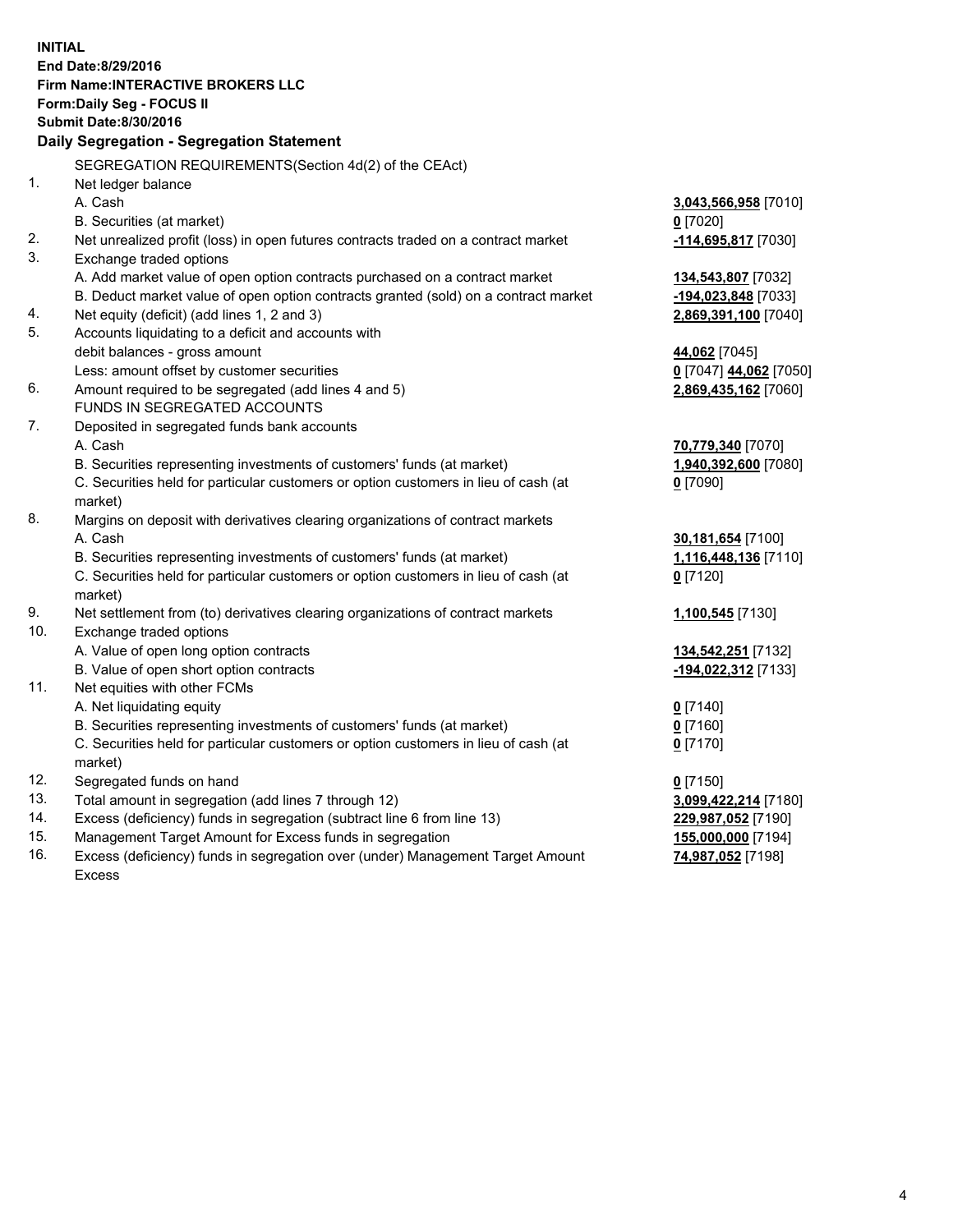**INITIAL**
**End Date:8/29/2016**
**Firm Name:INTERACTIVE BROKERS LLC**
**Form:Daily Seg - FOCUS II**
**Submit Date:8/30/2016**

**Daily Segregation - Segregation Statement**

SEGREGATION REQUIREMENTS(Section 4d(2) of the CEAct)

| | | |
|---|---|---|
| 1. | Net ledger balance | |
| | A. Cash | **3,043,566,958** [7010] |
| | B. Securities (at market) | **0** [7020] |
| 2. | Net unrealized profit (loss) in open futures contracts traded on a contract market | **-114,695,817** [7030] |
| 3. | Exchange traded options | |
| | A. Add market value of open option contracts purchased on a contract market | **134,543,807** [7032] |
| | B. Deduct market value of open option contracts granted (sold) on a contract market | **-194,023,848** [7033] |
| 4. | Net equity (deficit) (add lines 1, 2 and 3) | **2,869,391,100** [7040] |
| 5. | Accounts liquidating to a deficit and accounts with | |
| | debit balances - gross amount | **44,062** [7045] |
| | Less: amount offset by customer securities | **0** [7047] **44,062** [7050] |
| 6. | Amount required to be segregated (add lines 4 and 5) | **2,869,435,162** [7060] |
| | FUNDS IN SEGREGATED ACCOUNTS | |
| 7. | Deposited in segregated funds bank accounts | |
| | A. Cash | **70,779,340** [7070] |
| | B. Securities representing investments of customers' funds (at market) | **1,940,392,600** [7080] |
| | C. Securities held for particular customers or option customers in lieu of cash (at market) | **0** [7090] |
| 8. | Margins on deposit with derivatives clearing organizations of contract markets | |
| | A. Cash | **30,181,654** [7100] |
| | B. Securities representing investments of customers' funds (at market) | **1,116,448,136** [7110] |
| | C. Securities held for particular customers or option customers in lieu of cash (at market) | **0** [7120] |
| 9. | Net settlement from (to) derivatives clearing organizations of contract markets | **1,100,545** [7130] |
| 10. | Exchange traded options | |
| | A. Value of open long option contracts | **134,542,251** [7132] |
| | B. Value of open short option contracts | **-194,022,312** [7133] |
| 11. | Net equities with other FCMs | |
| | A. Net liquidating equity | **0** [7140] |
| | B. Securities representing investments of customers' funds (at market) | **0** [7160] |
| | C. Securities held for particular customers or option customers in lieu of cash (at market) | **0** [7170] |
| 12. | Segregated funds on hand | **0** [7150] |
| 13. | Total amount in segregation (add lines 7 through 12) | **3,099,422,214** [7180] |
| 14. | Excess (deficiency) funds in segregation (subtract line 6 from line 13) | **229,987,052** [7190] |
| 15. | Management Target Amount for Excess funds in segregation | **155,000,000** [7194] |
| 16. | Excess (deficiency) funds in segregation over (under) Management Target Amount Excess | **74,987,052** [7198] |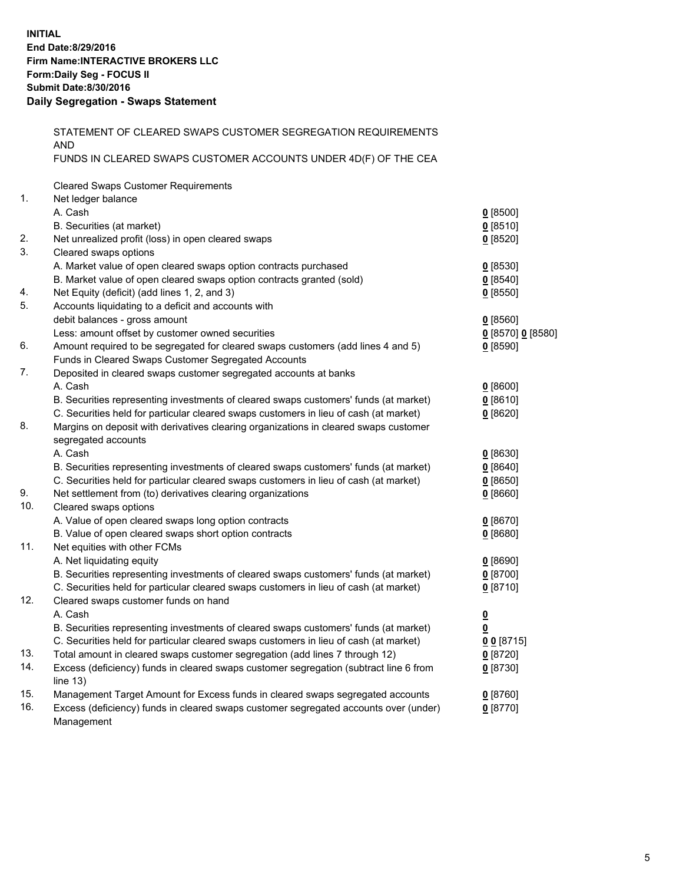**INITIAL**
**End Date:8/29/2016**
**Firm Name:INTERACTIVE BROKERS LLC**
**Form:Daily Seg - FOCUS II**
**Submit Date:8/30/2016**
**Daily Segregation - Swaps Statement**

STATEMENT OF CLEARED SWAPS CUSTOMER SEGREGATION REQUIREMENTS AND FUNDS IN CLEARED SWAPS CUSTOMER ACCOUNTS UNDER 4D(F) OF THE CEA

| | | |
|---|---|---|
| | Cleared Swaps Customer Requirements | |
| 1. | Net ledger balance | |
| | A. Cash | 0 [8500] |
| | B. Securities (at market) | 0 [8510] |
| 2. | Net unrealized profit (loss) in open cleared swaps | 0 [8520] |
| 3. | Cleared swaps options | |
| | A. Market value of open cleared swaps option contracts purchased | 0 [8530] |
| | B. Market value of open cleared swaps option contracts granted (sold) | 0 [8540] |
| 4. | Net Equity (deficit) (add lines 1, 2, and 3) | 0 [8550] |
| 5. | Accounts liquidating to a deficit and accounts with debit balances - gross amount | 0 [8560] |
| | Less: amount offset by customer owned securities | 0 [8570] 0 [8580] |
| 6. | Amount required to be segregated for cleared swaps customers (add lines 4 and 5) | 0 [8590] |
| | Funds in Cleared Swaps Customer Segregated Accounts | |
| 7. | Deposited in cleared swaps customer segregated accounts at banks | |
| | A. Cash | 0 [8600] |
| | B. Securities representing investments of cleared swaps customers' funds (at market) | 0 [8610] |
| | C. Securities held for particular cleared swaps customers in lieu of cash (at market) | 0 [8620] |
| 8. | Margins on deposit with derivatives clearing organizations in cleared swaps customer segregated accounts | |
| | A. Cash | 0 [8630] |
| | B. Securities representing investments of cleared swaps customers' funds (at market) | 0 [8640] |
| | C. Securities held for particular cleared swaps customers in lieu of cash (at market) | 0 [8650] |
| 9. | Net settlement from (to) derivatives clearing organizations | 0 [8660] |
| 10. | Cleared swaps options | |
| | A. Value of open cleared swaps long option contracts | 0 [8670] |
| | B. Value of open cleared swaps short option contracts | 0 [8680] |
| 11. | Net equities with other FCMs | |
| | A. Net liquidating equity | 0 [8690] |
| | B. Securities representing investments of cleared swaps customers' funds (at market) | 0 [8700] |
| | C. Securities held for particular cleared swaps customers in lieu of cash (at market) | 0 [8710] |
| 12. | Cleared swaps customer funds on hand | |
| | A. Cash | 0 |
| | B. Securities representing investments of cleared swaps customers' funds (at market) | 0 |
| | C. Securities held for particular cleared swaps customers in lieu of cash (at market) | 0 0 [8715] |
| 13. | Total amount in cleared swaps customer segregation (add lines 7 through 12) | 0 [8720] |
| 14. | Excess (deficiency) funds in cleared swaps customer segregation (subtract line 6 from line 13) | 0 [8730] |
| 15. | Management Target Amount for Excess funds in cleared swaps segregated accounts | 0 [8760] |
| 16. | Excess (deficiency) funds in cleared swaps customer segregated accounts over (under) Management | 0 [8770] |